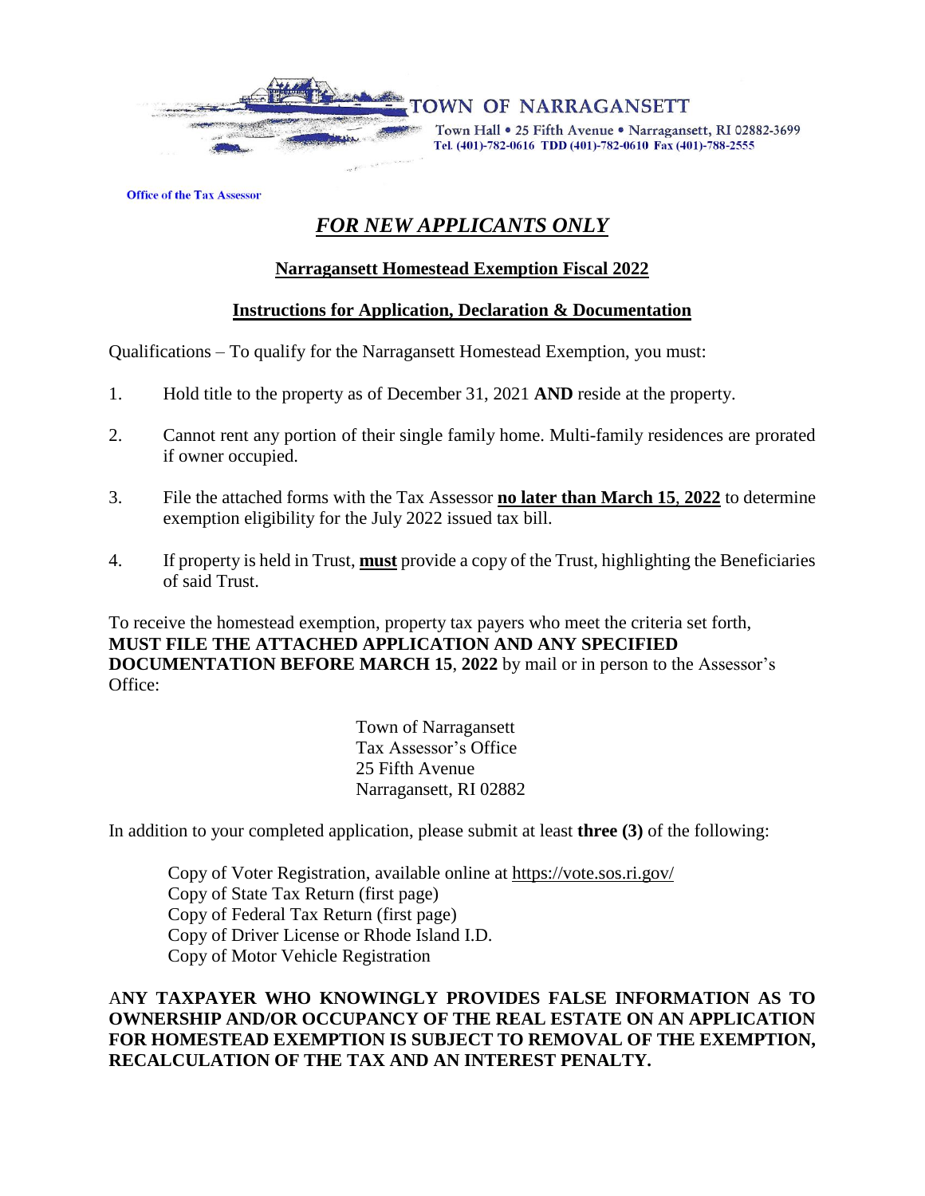**TOWN OF NARRAGANSETT**

Town Hall • 25 Fifth Avenue • Narragansett, RI 02882-3699
Tel. (401)-782-0616 TDD (401)-782-0610 Fax (401)-788-2555

**Office of the Tax Assessor**

# ***FOR NEW APPLICANTS ONLY***

## **Narragansett Homestead Exemption Fiscal 2022**

## **Instructions for Application, Declaration & Documentation**

Qualifications – To qualify for the Narragansett Homestead Exemption, you must:

1. Hold title to the property as of December 31, 2021 **AND** reside at the property.

2. Cannot rent any portion of their single family home. Multi-family residences are prorated if owner occupied.

3. File the attached forms with the Tax Assessor **no later than March 15, 2022** to determine exemption eligibility for the July 2022 issued tax bill.

4. If property is held in Trust, **must** provide a copy of the Trust, highlighting the Beneficiaries of said Trust.

To receive the homestead exemption, property tax payers who meet the criteria set forth, **MUST FILE THE ATTACHED APPLICATION AND ANY SPECIFIED DOCUMENTATION BEFORE MARCH 15, 2022** by mail or in person to the Assessor's Office:

Town of Narragansett
Tax Assessor's Office
25 Fifth Avenue
Narragansett, RI 02882

In addition to your completed application, please submit at least **three (3)** of the following:

Copy of Voter Registration, available online at https://vote.sos.ri.gov/
Copy of State Tax Return (first page)
Copy of Federal Tax Return (first page)
Copy of Driver License or Rhode Island I.D.
Copy of Motor Vehicle Registration

**ANY TAXPAYER WHO KNOWINGLY PROVIDES FALSE INFORMATION AS TO OWNERSHIP AND/OR OCCUPANCY OF THE REAL ESTATE ON AN APPLICATION FOR HOMESTEAD EXEMPTION IS SUBJECT TO REMOVAL OF THE EXEMPTION, RECALCULATION OF THE TAX AND AN INTEREST PENALTY.**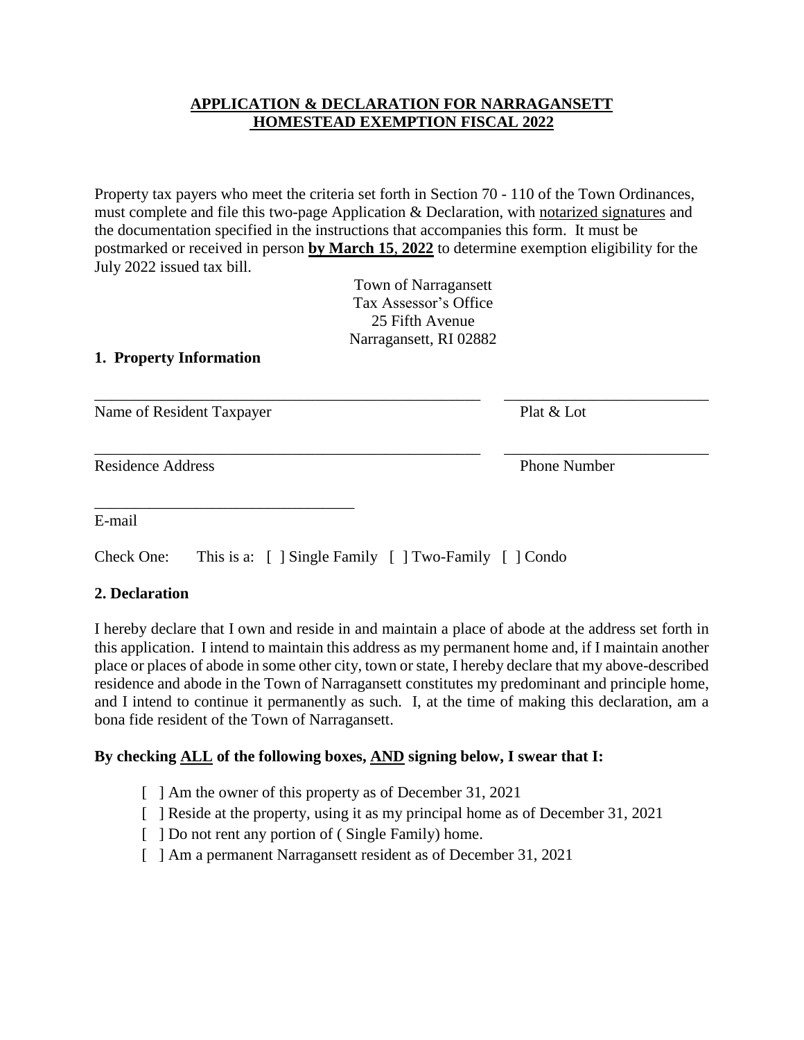**APPLICATION & DECLARATION FOR NARRAGANSETT HOMESTEAD EXEMPTION FISCAL 2022**

Property tax payers who meet the criteria set forth in Section 70 - 110 of the Town Ordinances, must complete and file this two-page Application & Declaration, with notarized signatures and the documentation specified in the instructions that accompanies this form. It must be postmarked or received in person **by March 15, 2022** to determine exemption eligibility for the July 2022 issued tax bill.

Town of Narragansett
Tax Assessor's Office
25 Fifth Avenue
Narragansett, RI 02882

**1. Property Information**

\_\_\_\_\_\_\_\_\_\_\_\_\_\_\_\_\_\_\_\_\_\_\_\_\_\_\_\_\_\_\_\_\_\_\_\_\_\_\_\_\_\_\_\_\_\_\_\_ \_\_\_\_\_\_\_\_\_\_\_\_\_\_\_\_\_\_\_\_\_\_\_\_\_\_

Name of Resident Taxpayer Plat & Lot

\_\_\_\_\_\_\_\_\_\_\_\_\_\_\_\_\_\_\_\_\_\_\_\_\_\_\_\_\_\_\_\_\_\_\_\_\_\_\_\_\_\_\_\_\_\_\_\_ \_\_\_\_\_\_\_\_\_\_\_\_\_\_\_\_\_\_\_\_\_\_\_\_\_\_

Residence Address Phone Number

\_\_\_\_\_\_\_\_\_\_\_\_\_\_\_\_\_\_\_\_\_\_\_\_\_\_\_\_\_\_\_\_\_

E-mail

Check One: This is a: [ ] Single Family [ ] Two-Family [ ] Condo

**2. Declaration**

I hereby declare that I own and reside in and maintain a place of abode at the address set forth in this application. I intend to maintain this address as my permanent home and, if I maintain another place or places of abode in some other city, town or state, I hereby declare that my above-described residence and abode in the Town of Narragansett constitutes my predominant and principle home, and I intend to continue it permanently as such. I, at the time of making this declaration, am a bona fide resident of the Town of Narragansett.

**By checking ALL of the following boxes, AND signing below, I swear that I:**

- [ ] Am the owner of this property as of December 31, 2021
- [ ] Reside at the property, using it as my principal home as of December 31, 2021
- [ ] Do not rent any portion of ( Single Family) home.
- [ ] Am a permanent Narragansett resident as of December 31, 2021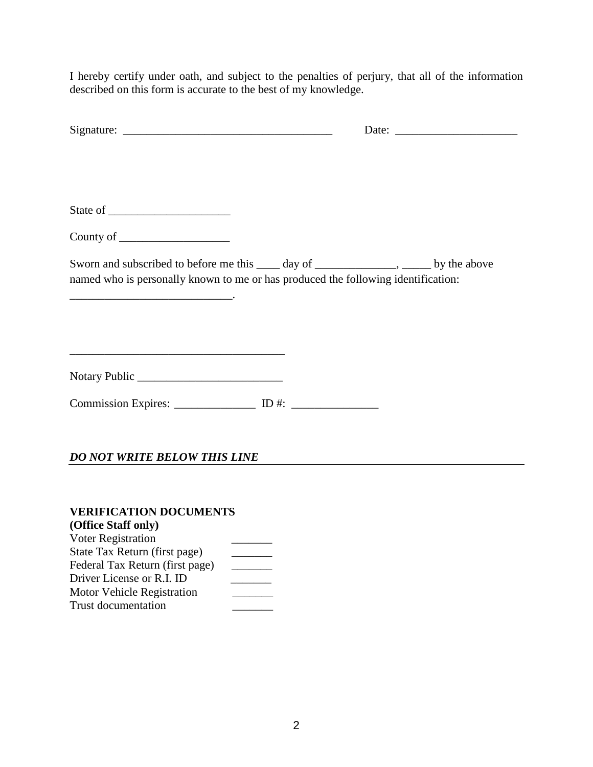I hereby certify under oath, and subject to the penalties of perjury, that all of the information described on this form is accurate to the best of my knowledge.

Signature: ____________________________________ Date: _____________________

State of _____________________

County of ___________________

Sworn and subscribed to before me this ____ day of ______________, _____ by the above named who is personally known to me or has produced the following identification: ____________________________.

_____________________________________

Notary Public _________________________

Commission Expires: ______________ ID #: _______________

***DO NOT WRITE BELOW THIS LINE***

**VERIFICATION DOCUMENTS**
**(Office Staff only)**

| | |
|---|---|
| Voter Registration | _______ |
| State Tax Return (first page) | _______ |
| Federal Tax Return (first page) | _______ |
| Driver License or R.I. ID | _______ |
| Motor Vehicle Registration | _______ |
| Trust documentation | _______ |